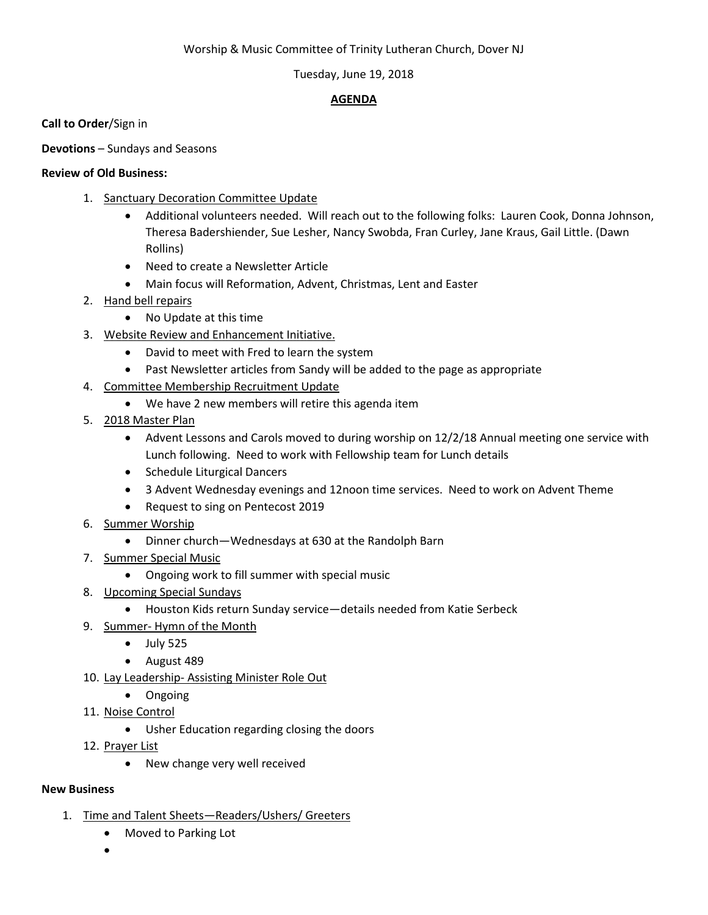Worship & Music Committee of Trinity Lutheran Church, Dover NJ

Tuesday, June 19, 2018

**AGENDA**

**Call to Order**/Sign in

**Devotions** – Sundays and Seasons

**Review of Old Business:**

1. Sanctuary Decoration Committee Update
   - Additional volunteers needed. Will reach out to the following folks: Lauren Cook, Donna Johnson, Theresa Badershiender, Sue Lesher, Nancy Swobda, Fran Curley, Jane Kraus, Gail Little. (Dawn Rollins)
   - Need to create a Newsletter Article
   - Main focus will Reformation, Advent, Christmas, Lent and Easter
2. Hand bell repairs
   - No Update at this time
3. Website Review and Enhancement Initiative.
   - David to meet with Fred to learn the system
   - Past Newsletter articles from Sandy will be added to the page as appropriate
4. Committee Membership Recruitment Update
   - We have 2 new members will retire this agenda item
5. 2018 Master Plan
   - Advent Lessons and Carols moved to during worship on 12/2/18 Annual meeting one service with Lunch following. Need to work with Fellowship team for Lunch details
   - Schedule Liturgical Dancers
   - 3 Advent Wednesday evenings and 12noon time services. Need to work on Advent Theme
   - Request to sing on Pentecost 2019
6. Summer Worship
   - Dinner church—Wednesdays at 630 at the Randolph Barn
7. Summer Special Music
   - Ongoing work to fill summer with special music
8. Upcoming Special Sundays
   - Houston Kids return Sunday service—details needed from Katie Serbeck
9. Summer- Hymn of the Month
   - July 525
   - August 489
10. Lay Leadership- Assisting Minister Role Out
    - Ongoing
11. Noise Control
    - Usher Education regarding closing the doors
12. Prayer List
    - New change very well received

**New Business**

1. Time and Talent Sheets—Readers/Ushers/ Greeters
   - Moved to Parking Lot
   -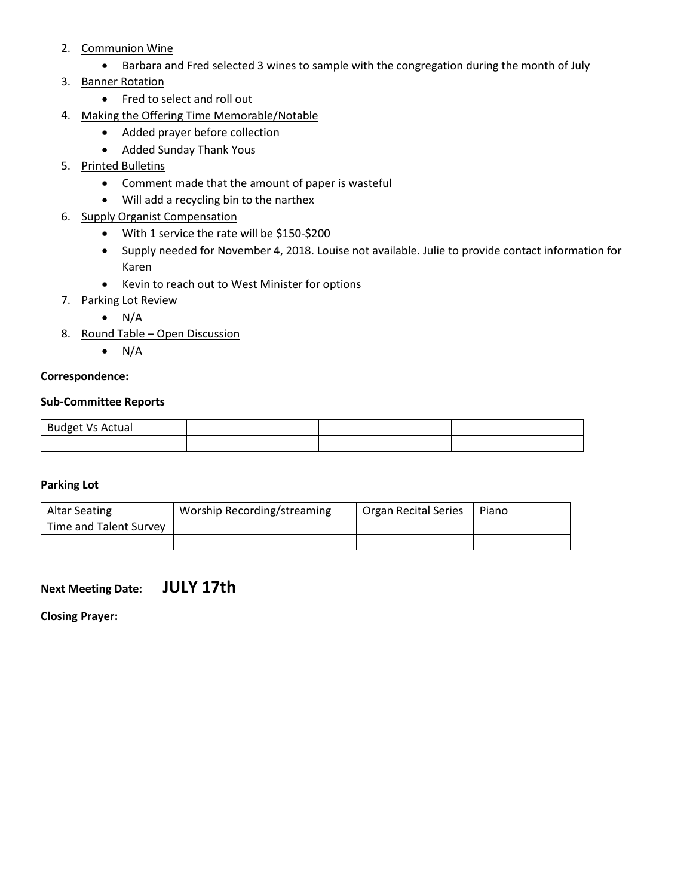2. Communion Wine
   - Barbara and Fred selected 3 wines to sample with the congregation during the month of July
3. Banner Rotation
   - Fred to select and roll out
4. Making the Offering Time Memorable/Notable
   - Added prayer before collection
   - Added Sunday Thank Yous
5. Printed Bulletins
   - Comment made that the amount of paper is wasteful
   - Will add a recycling bin to the narthex
6. Supply Organist Compensation
   - With 1 service the rate will be $150-$200
   - Supply needed for November 4, 2018. Louise not available. Julie to provide contact information for Karen
   - Kevin to reach out to West Minister for options
7. Parking Lot Review
   - N/A
8. Round Table – Open Discussion
   - N/A

**Correspondence:**

**Sub-Committee Reports**

| | | | |
|---|---|---|---|
| Budget Vs Actual | | | |
| | | | |

**Parking Lot**

| | | | |
|---|---|---|---|
| Altar Seating | Worship Recording/streaming | Organ Recital Series | Piano |
| Time and Talent Survey | | | |
| | | | |

**Next Meeting Date:** **JULY 17th**

**Closing Prayer:**